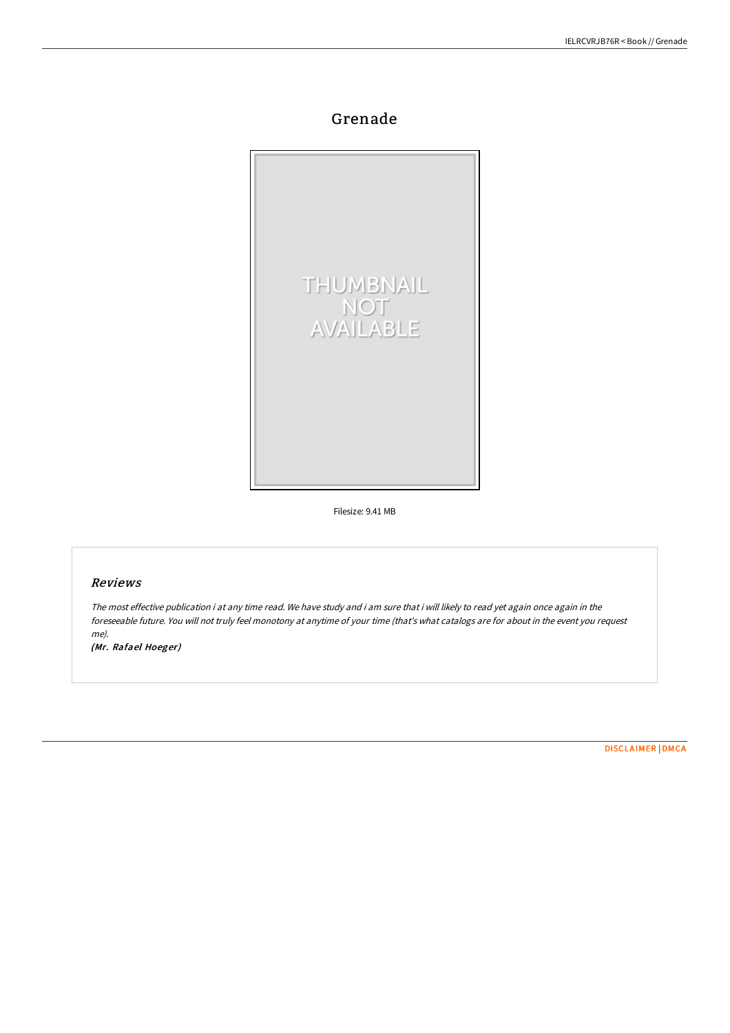# Grenade

Filesize: 9.41 MB

## *Reviews*

*The most effective publication i at any time read. We have study and i am sure that i will likely to read yet again once again in the foreseeable future. You will not truly feel monotony at anytime of your time (that's what catalogs are for about in the event you request me).*

*(Mr. Rafael Hoeger)*

DISCLAIMER | DMCA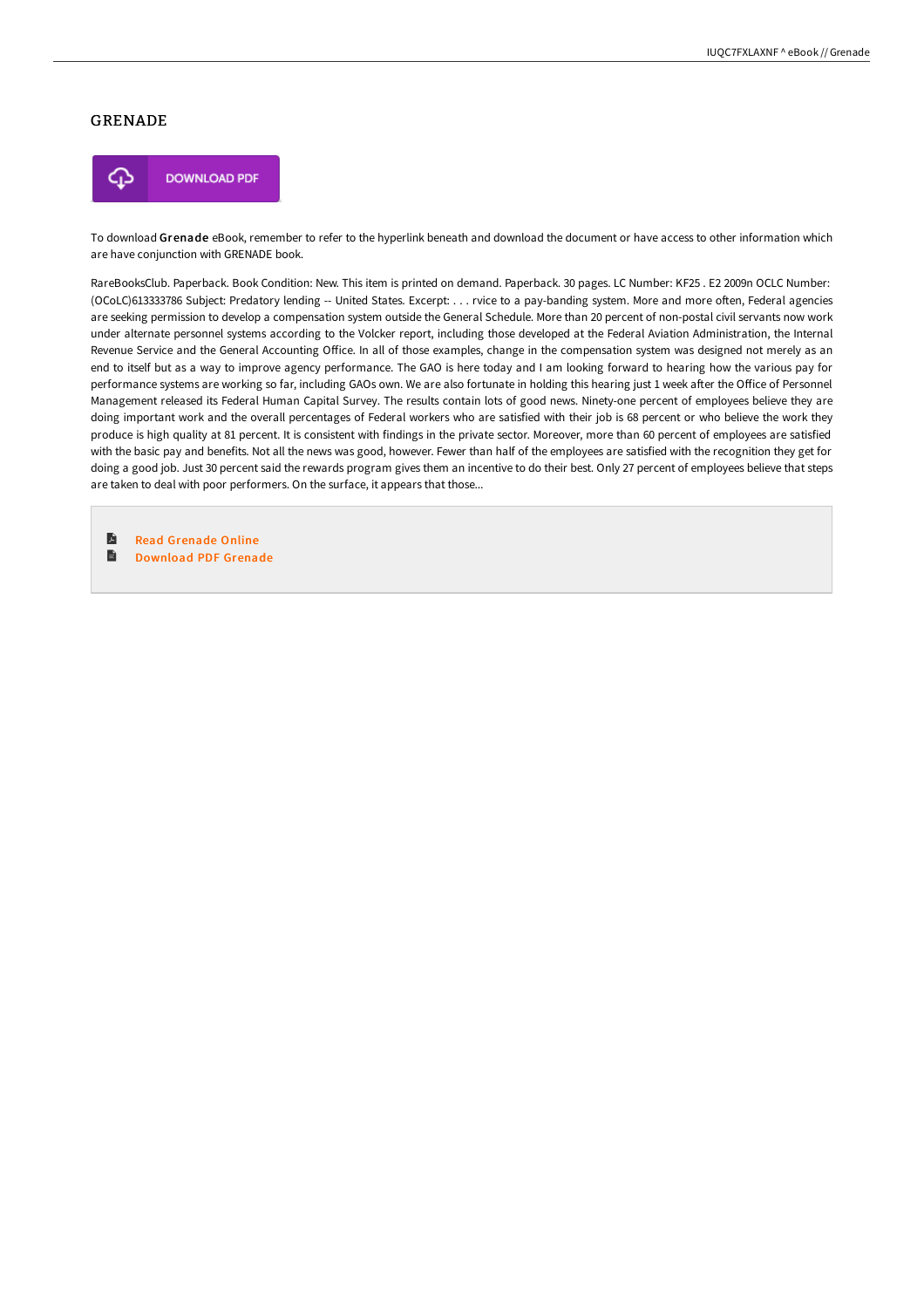## GRENADE

DOWNLOAD PDF

To download **Grenade** eBook, remember to refer to the hyperlink beneath and download the document or have access to other information which are have conjunction with GRENADE book.

RareBooksClub. Paperback. Book Condition: New. This item is printed on demand. Paperback. 30 pages. LC Number: KF25 . E2 2009n OCLC Number: (OCoLC)613333786 Subject: Predatory lending -- United States. Excerpt: . . . rvice to a pay-banding system. More and more often, Federal agencies are seeking permission to develop a compensation system outside the General Schedule. More than 20 percent of non-postal civil servants now work under alternate personnel systems according to the Volcker report, including those developed at the Federal Aviation Administration, the Internal Revenue Service and the General Accounting Office. In all of those examples, change in the compensation system was designed not merely as an end to itself but as a way to improve agency performance. The GAO is here today and I am looking forward to hearing how the various pay for performance systems are working so far, including GAOs own. We are also fortunate in holding this hearing just 1 week after the Office of Personnel Management released its Federal Human Capital Survey. The results contain lots of good news. Ninety-one percent of employees believe they are doing important work and the overall percentages of Federal workers who are satisfied with their job is 68 percent or who believe the work they produce is high quality at 81 percent. It is consistent with findings in the private sector. Moreover, more than 60 percent of employees are satisfied with the basic pay and benefits. Not all the news was good, however. Fewer than half of the employees are satisfied with the recognition they get for doing a good job. Just 30 percent said the rewards program gives them an incentive to do their best. Only 27 percent of employees believe that steps are taken to deal with poor performers. On the surface, it appears that those...

- Read Grenade Online
- Download PDF Grenade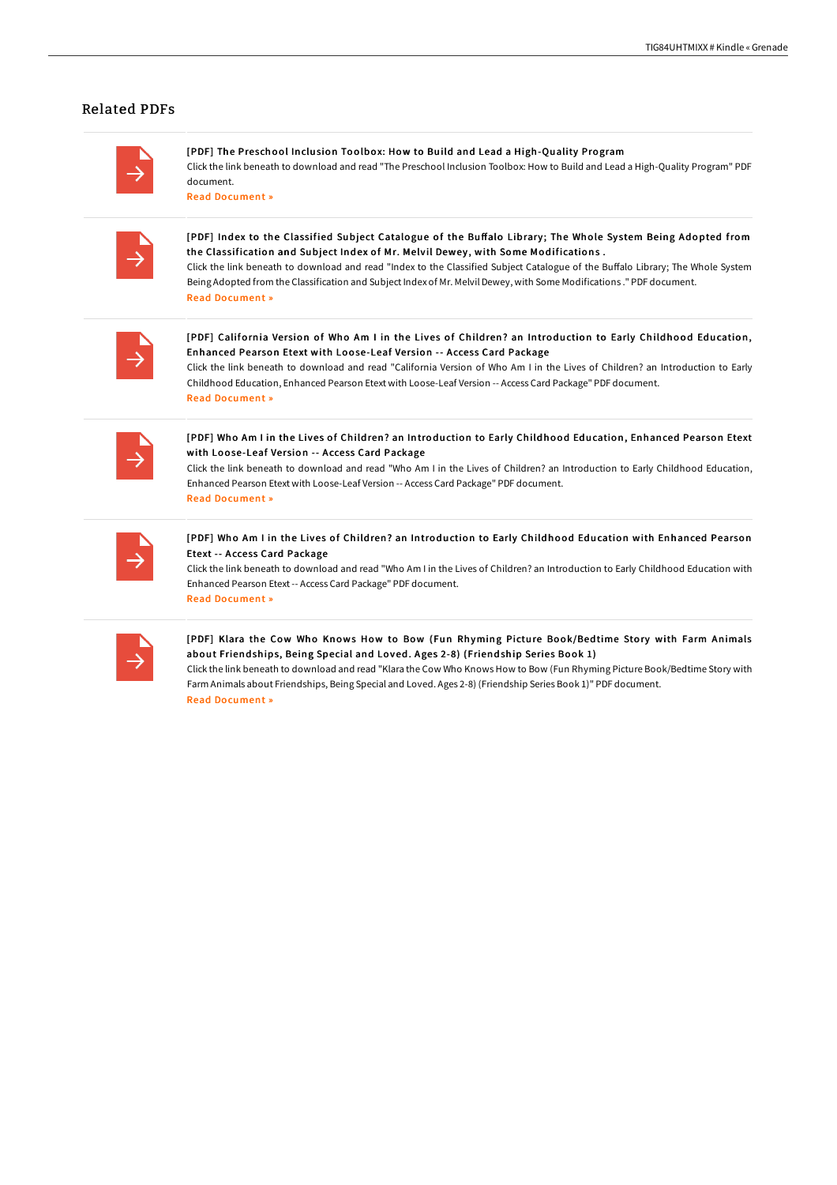## Related PDFs

**[PDF] The Preschool Inclusion Toolbox: How to Build and Lead a High-Quality Program**

Click the link beneath to download and read "The Preschool Inclusion Toolbox: How to Build and Lead a High-Quality Program" PDF document.

Read Document »

**[PDF] Index to the Classified Subject Catalogue of the Buffalo Library; The Whole System Being Adopted from the Classification and Subject Index of Mr. Melvil Dewey, with Some Modifications .**

Click the link beneath to download and read "Index to the Classified Subject Catalogue of the Buffalo Library; The Whole System Being Adopted from the Classification and Subject Index of Mr. Melvil Dewey, with Some Modifications ." PDF document.

Read Document »

**[PDF] California Version of Who Am I in the Lives of Children? an Introduction to Early Childhood Education, Enhanced Pearson Etext with Loose-Leaf Version -- Access Card Package**

Click the link beneath to download and read "California Version of Who Am I in the Lives of Children? an Introduction to Early Childhood Education, Enhanced Pearson Etext with Loose-Leaf Version -- Access Card Package" PDF document.

Read Document »

**[PDF] Who Am I in the Lives of Children? an Introduction to Early Childhood Education, Enhanced Pearson Etext with Loose-Leaf Version -- Access Card Package**

Click the link beneath to download and read "Who Am I in the Lives of Children? an Introduction to Early Childhood Education, Enhanced Pearson Etext with Loose-Leaf Version -- Access Card Package" PDF document.

Read Document »

**[PDF] Who Am I in the Lives of Children? an Introduction to Early Childhood Education with Enhanced Pearson Etext -- Access Card Package**

Click the link beneath to download and read "Who Am I in the Lives of Children? an Introduction to Early Childhood Education with Enhanced Pearson Etext -- Access Card Package" PDF document.

Read Document »

**[PDF] Klara the Cow Who Knows How to Bow (Fun Rhyming Picture Book/Bedtime Story with Farm Animals about Friendships, Being Special and Loved. Ages 2-8) (Friendship Series Book 1)**

Click the link beneath to download and read "Klara the Cow Who Knows How to Bow (Fun Rhyming Picture Book/Bedtime Story with Farm Animals about Friendships, Being Special and Loved. Ages 2-8) (Friendship Series Book 1)" PDF document.

Read Document »